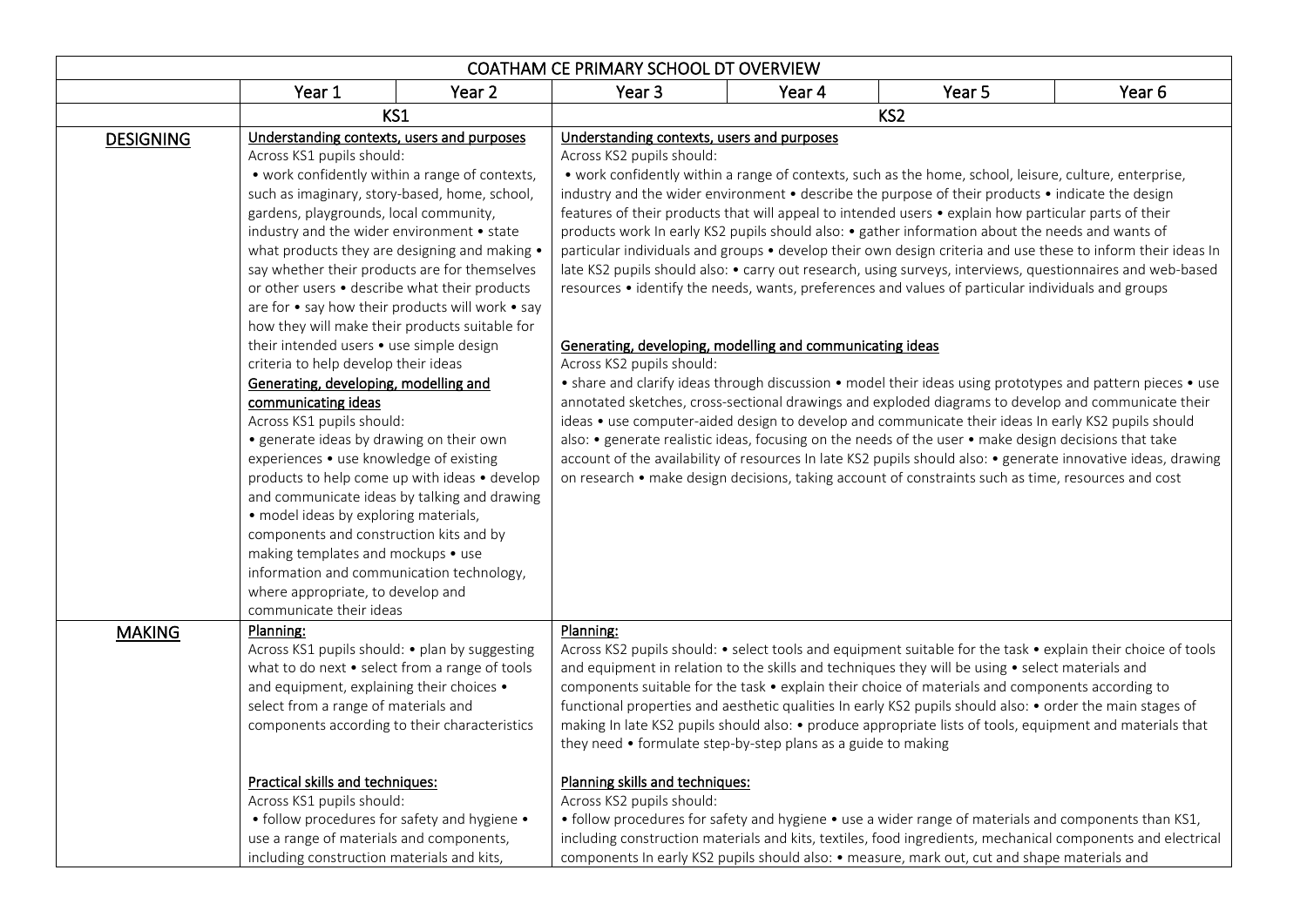| COATHAM CE PRIMARY SCHOOL DT OVERVIEW | | | | | | |
|---|---|---|---|---|---|---|
| | Year 1 | Year 2 | Year 3 | Year 4 | Year 5 | Year 6 |
| | KS1 | | KS2 | | | |
| **DESIGNING** | Understanding contexts, users and purposes<br>Across KS1 pupils should:<br>• work confidently within a range of contexts, such as imaginary, story-based, home, school, gardens, playgrounds, local community, industry and the wider environment • state what products they are designing and making • say whether their products are for themselves or other users • describe what their products are for • say how their products will work • say how they will make their products suitable for their intended users • use simple design criteria to help develop their ideas<br>Generating, developing, modelling and communicating ideas<br>Across KS1 pupils should:<br>• generate ideas by drawing on their own experiences • use knowledge of existing products to help come up with ideas • develop and communicate ideas by talking and drawing • model ideas by exploring materials, components and construction kits and by making templates and mockups • use information and communication technology, where appropriate, to develop and communicate their ideas | | Understanding contexts, users and purposes<br>Across KS2 pupils should:<br>• work confidently within a range of contexts, such as the home, school, leisure, culture, enterprise, industry and the wider environment • describe the purpose of their products • indicate the design features of their products that will appeal to intended users • explain how particular parts of their products work In early KS2 pupils should also: • gather information about the needs and wants of particular individuals and groups • develop their own design criteria and use these to inform their ideas In late KS2 pupils should also: • carry out research, using surveys, interviews, questionnaires and web-based resources • identify the needs, wants, preferences and values of particular individuals and groups<br>Generating, developing, modelling and communicating ideas<br>Across KS2 pupils should:<br>• share and clarify ideas through discussion • model their ideas using prototypes and pattern pieces • use annotated sketches, cross-sectional drawings and exploded diagrams to develop and communicate their ideas • use computer-aided design to develop and communicate their ideas In early KS2 pupils should also: • generate realistic ideas, focusing on the needs of the user • make design decisions that take account of the availability of resources In late KS2 pupils should also: • generate innovative ideas, drawing on research • make design decisions, taking account of constraints such as time, resources and cost | | | |
| **MAKING** | Planning:<br>Across KS1 pupils should: • plan by suggesting what to do next • select from a range of tools and equipment, explaining their choices • select from a range of materials and components according to their characteristics<br>Practical skills and techniques:<br>Across KS1 pupils should:<br>• follow procedures for safety and hygiene • use a range of materials and components, including construction materials and kits, | | Planning:<br>Across KS2 pupils should: • select tools and equipment suitable for the task • explain their choice of tools and equipment in relation to the skills and techniques they will be using • select materials and components suitable for the task • explain their choice of materials and components according to functional properties and aesthetic qualities In early KS2 pupils should also: • order the main stages of making In late KS2 pupils should also: • produce appropriate lists of tools, equipment and materials that they need • formulate step-by-step plans as a guide to making<br>Planning skills and techniques:<br>Across KS2 pupils should:<br>• follow procedures for safety and hygiene • use a wider range of materials and components than KS1, including construction materials and kits, textiles, food ingredients, mechanical components and electrical components In early KS2 pupils should also: • measure, mark out, cut and shape materials and | | | |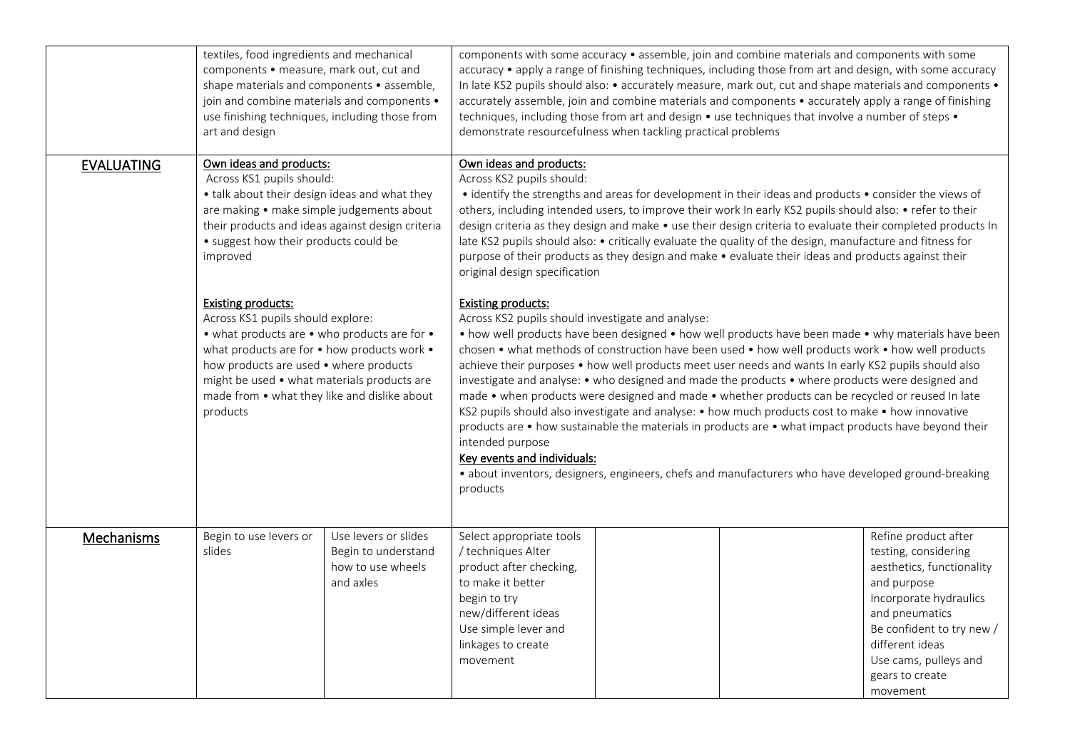| | | | | | | |
|---|---|---|---|---|---|---|
| | textiles, food ingredients and mechanical components • measure, mark out, cut and shape materials and components • assemble, join and combine materials and components • use finishing techniques, including those from art and design | | components with some accuracy • assemble, join and combine materials and components with some accuracy • apply a range of finishing techniques, including those from art and design, with some accuracy In late KS2 pupils should also: • accurately measure, mark out, cut and shape materials and components • accurately assemble, join and combine materials and components • accurately apply a range of finishing techniques, including those from art and design • use techniques that involve a number of steps • demonstrate resourcefulness when tackling practical problems | | | |
| <u>EVALUATING</u> | <u>Own ideas and products:</u><br>Across KS1 pupils should:<br>• talk about their design ideas and what they are making • make simple judgements about their products and ideas against design criteria • suggest how their products could be improved<br><br><u>Existing products:</u><br>Across KS1 pupils should explore:<br>• what products are • who products are for • what products are for • how products work • how products are used • where products might be used • what materials products are made from • what they like and dislike about products | | <u>Own ideas and products:</u><br>Across KS2 pupils should:<br>• identify the strengths and areas for development in their ideas and products • consider the views of others, including intended users, to improve their work In early KS2 pupils should also: • refer to their design criteria as they design and make • use their design criteria to evaluate their completed products In late KS2 pupils should also: • critically evaluate the quality of the design, manufacture and fitness for purpose of their products as they design and make • evaluate their ideas and products against their original design specification<br><br><u>Existing products:</u><br>Across KS2 pupils should investigate and analyse:<br>• how well products have been designed • how well products have been made • why materials have been chosen • what methods of construction have been used • how well products work • how well products achieve their purposes • how well products meet user needs and wants In early KS2 pupils should also investigate and analyse: • who designed and made the products • where products were designed and made • when products were designed and made • whether products can be recycled or reused In late KS2 pupils should also investigate and analyse: • how much products cost to make • how innovative products are • how sustainable the materials in products are • what impact products have beyond their intended purpose<br><u>Key events and individuals:</u><br>• about inventors, designers, engineers, chefs and manufacturers who have developed ground-breaking products | | | |
| <u>Mechanisms</u> | Begin to use levers or slides | Use levers or slides<br>Begin to understand how to use wheels and axles | Select appropriate tools / techniques Alter product after checking, to make it better<br>begin to try new/different ideas<br>Use simple lever and linkages to create movement | | | Refine product after testing, considering aesthetics, functionality and purpose<br>Incorporate hydraulics and pneumatics<br>Be confident to try new / different ideas<br>Use cams, pulleys and gears to create movement |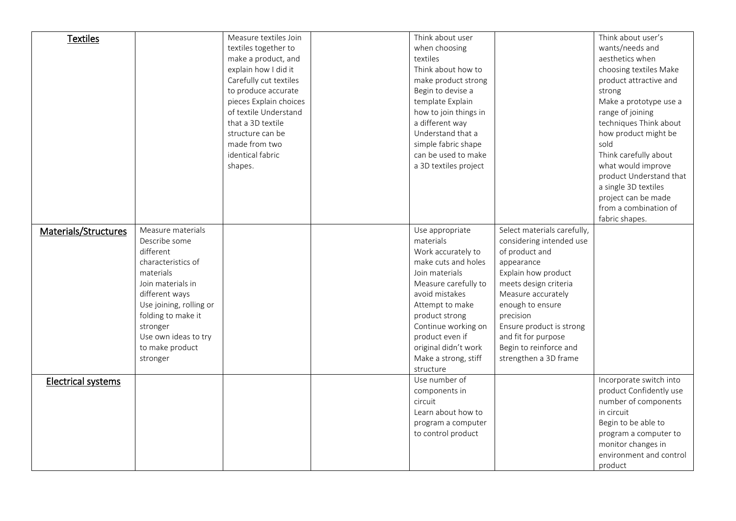| Textiles | | Measure textiles Join textiles together to make a product, and explain how I did it Carefully cut textiles to produce accurate pieces Explain choices of textile Understand that a 3D textile structure can be made from two identical fabric shapes. | | Think about user when choosing textiles Think about how to make product strong Begin to devise a template Explain how to join things in a different way Understand that a simple fabric shape can be used to make a 3D textiles project | | Think about user's wants/needs and aesthetics when choosing textiles Make product attractive and strong Make a prototype use a range of joining techniques Think about how product might be sold Think carefully about what would improve product Understand that a single 3D textiles project can be made from a combination of fabric shapes. |
|---|---|---|---|---|---|---|
| Materials/Structures | Measure materials Describe some different characteristics of materials Join materials in different ways Use joining, rolling or folding to make it stronger Use own ideas to try to make product stronger | | | Use appropriate materials Work accurately to make cuts and holes Join materials Measure carefully to avoid mistakes Attempt to make product strong Continue working on product even if original didn't work Make a strong, stiff structure | Select materials carefully, considering intended use of product and appearance Explain how product meets design criteria Measure accurately enough to ensure precision Ensure product is strong and fit for purpose Begin to reinforce and strengthen a 3D frame | |
| Electrical systems | | | | Use number of components in circuit Learn about how to program a computer to control product | | Incorporate switch into product Confidently use number of components in circuit Begin to be able to program a computer to monitor changes in environment and control product |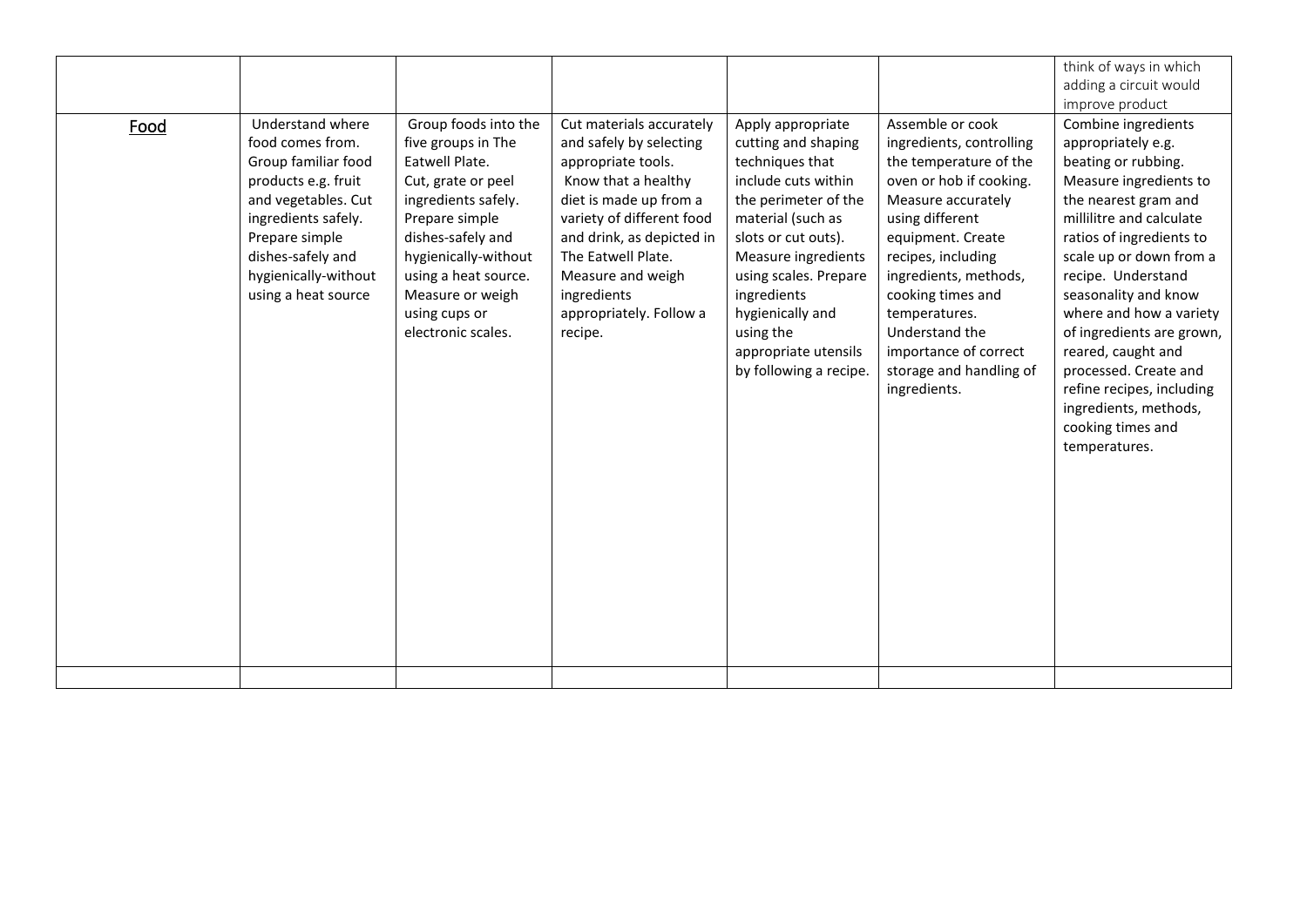| | | | | | | |
|---|---|---|---|---|---|---|
| | | | | | | think of ways in which adding a circuit would improve product |
| Food | Understand where food comes from. Group familiar food products e.g. fruit and vegetables. Cut ingredients safely. Prepare simple dishes-safely and hygienically-without using a heat source | Group foods into the five groups in The Eatwell Plate. Cut, grate or peel ingredients safely. Prepare simple dishes-safely and hygienically-without using a heat source. Measure or weigh using cups or electronic scales. | Cut materials accurately and safely by selecting appropriate tools. Know that a healthy diet is made up from a variety of different food and drink, as depicted in The Eatwell Plate. Measure and weigh ingredients appropriately. Follow a recipe. | Apply appropriate cutting and shaping techniques that include cuts within the perimeter of the material (such as slots or cut outs). Measure ingredients using scales. Prepare ingredients hygienically and using the appropriate utensils by following a recipe. | Assemble or cook ingredients, controlling the temperature of the oven or hob if cooking. Measure accurately using different equipment. Create recipes, including ingredients, methods, cooking times and temperatures. Understand the importance of correct storage and handling of ingredients. | Combine ingredients appropriately e.g. beating or rubbing. Measure ingredients to the nearest gram and millilitre and calculate ratios of ingredients to scale up or down from a recipe. Understand seasonality and know where and how a variety of ingredients are grown, reared, caught and processed. Create and refine recipes, including ingredients, methods, cooking times and temperatures. |
| | | | | | | |